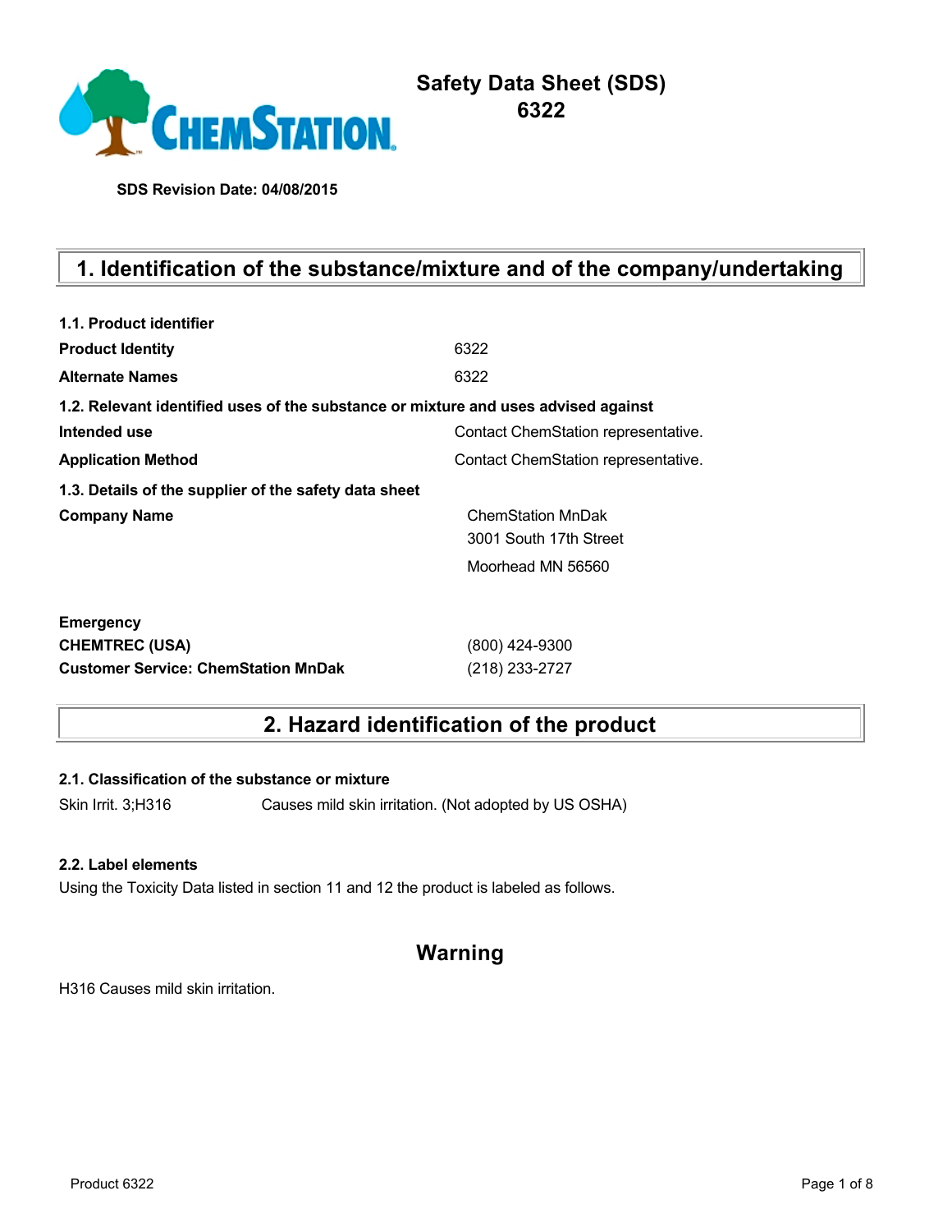# Safety Data Sheet (SDS)
# 6322

**SDS Revision Date: 04/08/2015**

## 1. Identification of the substance/mixture and of the company/undertaking

**1.1. Product identifier**

| | |
|---|---|
| **Product Identity** | 6322 |
| **Alternate Names** | 6322 |

**1.2. Relevant identified uses of the substance or mixture and uses advised against**

| | |
|---|---|
| **Intended use** | Contact ChemStation representative. |
| **Application Method** | Contact ChemStation representative. |

**1.3. Details of the supplier of the safety data sheet**

| | |
|---|---|
| **Company Name** | ChemStation MnDak<br>3001 South 17th Street<br>Moorhead MN 56560 |

| | |
|---|---|
| **Emergency** | |
| **CHEMTREC (USA)** | (800) 424-9300 |
| **Customer Service: ChemStation MnDak** | (218) 233-2727 |

## 2. Hazard identification of the product

**2.1. Classification of the substance or mixture**

Skin Irrit. 3;H316 Causes mild skin irritation. (Not adopted by US OSHA)

**2.2. Label elements**

Using the Toxicity Data listed in section 11 and 12 the product is labeled as follows.

## Warning

H316 Causes mild skin irritation.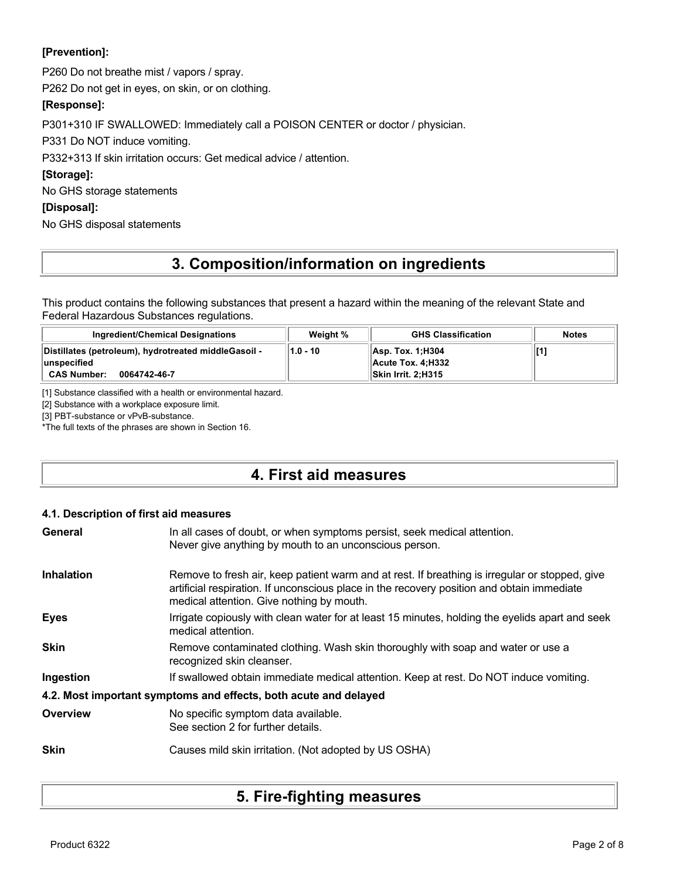**[Prevention]:**

P260 Do not breathe mist / vapors / spray.

P262 Do not get in eyes, on skin, or on clothing.

**[Response]:**

P301+310 IF SWALLOWED: Immediately call a POISON CENTER or doctor / physician.

P331 Do NOT induce vomiting.

P332+313 If skin irritation occurs: Get medical advice / attention.

**[Storage]:**

No GHS storage statements

**[Disposal]:**

No GHS disposal statements

# 3. Composition/information on ingredients

This product contains the following substances that present a hazard within the meaning of the relevant State and Federal Hazardous Substances regulations.

| Ingredient/Chemical Designations | Weight % | GHS Classification | Notes |
|---|---|---|---|
| Distillates (petroleum), hydrotreated middleGasoil - unspecified<br>**CAS Number:** 0064742-46-7 | 1.0 - 10 | Asp. Tox. 1;H304<br>Acute Tox. 4;H332<br>Skin Irrit. 2;H315 | [1] |

[1] Substance classified with a health or environmental hazard.

[2] Substance with a workplace exposure limit.

[3] PBT-substance or vPvB-substance.

*The full texts of the phrases are shown in Section 16.

# 4. First aid measures

### 4.1. Description of first aid measures

**General** In all cases of doubt, or when symptoms persist, seek medical attention. Never give anything by mouth to an unconscious person.

**Inhalation** Remove to fresh air, keep patient warm and at rest. If breathing is irregular or stopped, give artificial respiration. If unconscious place in the recovery position and obtain immediate medical attention. Give nothing by mouth.

**Eyes** Irrigate copiously with clean water for at least 15 minutes, holding the eyelids apart and seek medical attention.

**Skin** Remove contaminated clothing. Wash skin thoroughly with soap and water or use a recognized skin cleanser.

**Ingestion** If swallowed obtain immediate medical attention. Keep at rest. Do NOT induce vomiting.

### 4.2. Most important symptoms and effects, both acute and delayed

**Overview** No specific symptom data available. See section 2 for further details.

**Skin** Causes mild skin irritation. (Not adopted by US OSHA)

# 5. Fire-fighting measures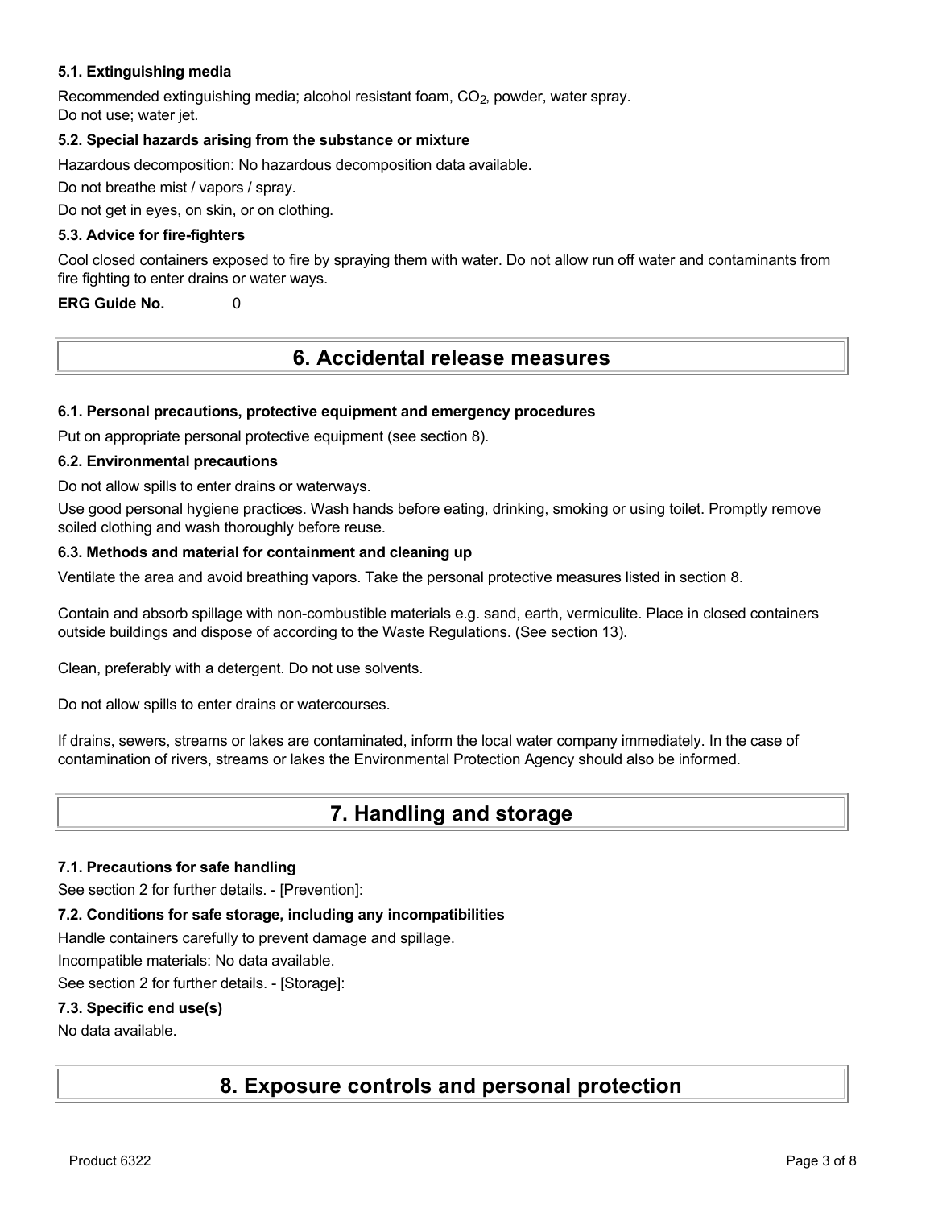### 5.1. Extinguishing media

Recommended extinguishing media; alcohol resistant foam, $CO_2$, powder, water spray.
Do not use; water jet.

### 5.2. Special hazards arising from the substance or mixture

Hazardous decomposition: No hazardous decomposition data available.

Do not breathe mist / vapors / spray.

Do not get in eyes, on skin, or on clothing.

### 5.3. Advice for fire-fighters

Cool closed containers exposed to fire by spraying them with water. Do not allow run off water and contaminants from fire fighting to enter drains or water ways.

**ERG Guide No.** 0

## 6. Accidental release measures

### 6.1. Personal precautions, protective equipment and emergency procedures

Put on appropriate personal protective equipment (see section 8).

### 6.2. Environmental precautions

Do not allow spills to enter drains or waterways.

Use good personal hygiene practices. Wash hands before eating, drinking, smoking or using toilet. Promptly remove soiled clothing and wash thoroughly before reuse.

### 6.3. Methods and material for containment and cleaning up

Ventilate the area and avoid breathing vapors. Take the personal protective measures listed in section 8.

Contain and absorb spillage with non-combustible materials e.g. sand, earth, vermiculite. Place in closed containers outside buildings and dispose of according to the Waste Regulations. (See section 13).

Clean, preferably with a detergent. Do not use solvents.

Do not allow spills to enter drains or watercourses.

If drains, sewers, streams or lakes are contaminated, inform the local water company immediately. In the case of contamination of rivers, streams or lakes the Environmental Protection Agency should also be informed.

## 7. Handling and storage

### 7.1. Precautions for safe handling

See section 2 for further details. - [Prevention]:

### 7.2. Conditions for safe storage, including any incompatibilities

Handle containers carefully to prevent damage and spillage.

Incompatible materials: No data available.

See section 2 for further details. - [Storage]:

### 7.3. Specific end use(s)

No data available.

## 8. Exposure controls and personal protection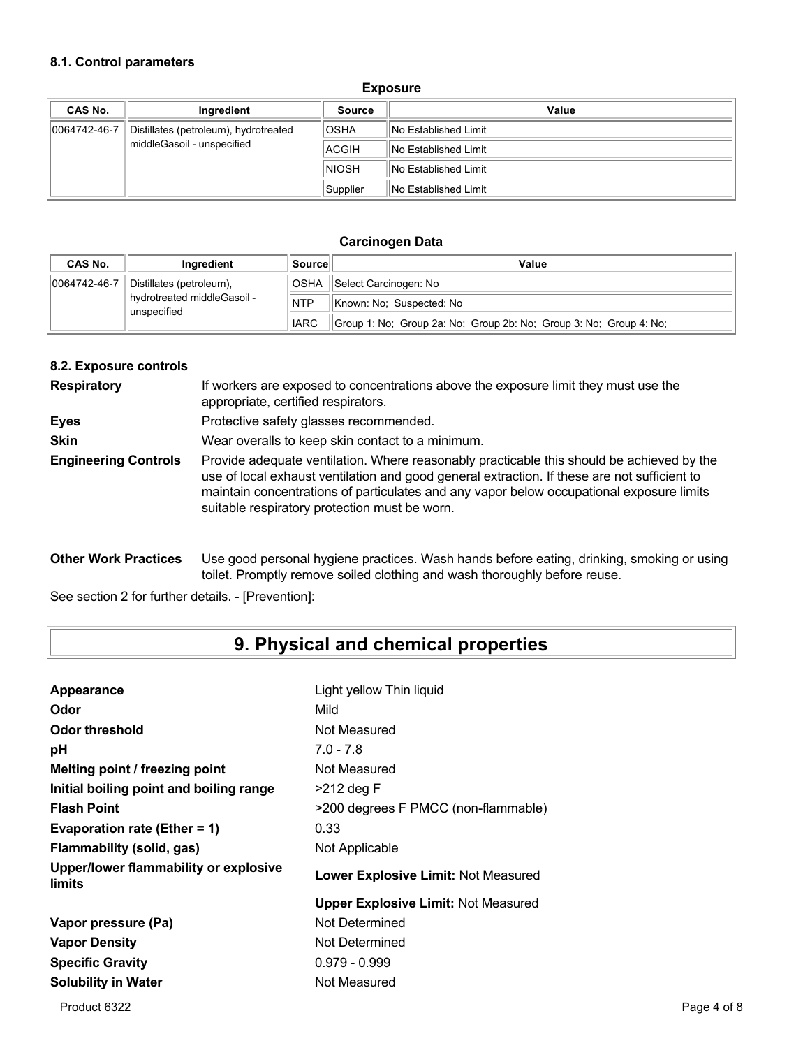### 8.1. Control parameters

**Exposure**

| CAS No. | Ingredient | Source | Value |
|---|---|---|---|
| 0064742-46-7 | Distillates (petroleum), hydrotreated middleGasoil - unspecified | OSHA | No Established Limit |
| | | ACGIH | No Established Limit |
| | | NIOSH | No Established Limit |
| | | Supplier | No Established Limit |

**Carcinogen Data**

| CAS No. | Ingredient | Source | Value |
|---|---|---|---|
| 0064742-46-7 | Distillates (petroleum), hydrotreated middleGasoil - unspecified | OSHA | Select Carcinogen: No |
| | | NTP | Known: No; Suspected: No |
| | | IARC | Group 1: No; Group 2a: No; Group 2b: No; Group 3: No; Group 4: No; |

### 8.2. Exposure controls

**Respiratory** If workers are exposed to concentrations above the exposure limit they must use the appropriate, certified respirators.

**Eyes** Protective safety glasses recommended.

**Skin** Wear overalls to keep skin contact to a minimum.

**Engineering Controls** Provide adequate ventilation. Where reasonably practicable this should be achieved by the use of local exhaust ventilation and good general extraction. If these are not sufficient to maintain concentrations of particulates and any vapor below occupational exposure limits suitable respiratory protection must be worn.

**Other Work Practices** Use good personal hygiene practices. Wash hands before eating, drinking, smoking or using toilet. Promptly remove soiled clothing and wash thoroughly before reuse.

See section 2 for further details. - [Prevention]:

# 9. Physical and chemical properties

**Appearance** Light yellow Thin liquid

**Odor** Mild

**Odor threshold** Not Measured

**pH** 7.0 - 7.8

**Melting point / freezing point** Not Measured

**Initial boiling point and boiling range** >212 deg F

**Flash Point** >200 degrees F PMCC (non-flammable)

**Evaporation rate (Ether = 1)** 0.33

**Flammability (solid, gas)** Not Applicable

**Upper/lower flammability or explosive limits** **Lower Explosive Limit:** Not Measured

**Upper Explosive Limit:** Not Measured

**Vapor pressure (Pa)** Not Determined

**Vapor Density** Not Determined

**Specific Gravity** 0.979 - 0.999

**Solubility in Water** Not Measured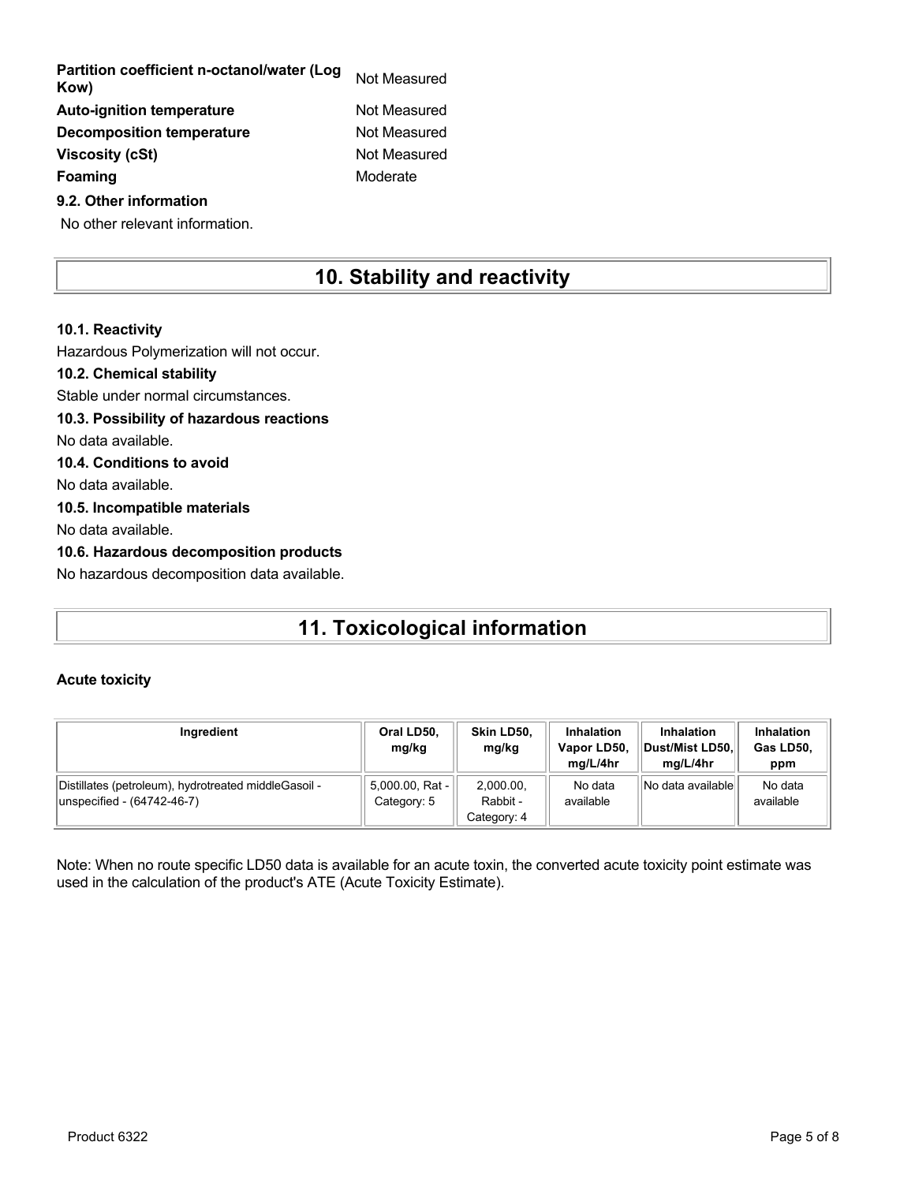| | |
|---|---|
| **Partition coefficient n-octanol/water (Log Kow)** | Not Measured |
| **Auto-ignition temperature** | Not Measured |
| **Decomposition temperature** | Not Measured |
| **Viscosity (cSt)** | Not Measured |
| **Foaming** | Moderate |

**9.2. Other information**

No other relevant information.

# 10. Stability and reactivity

**10.1. Reactivity**

Hazardous Polymerization will not occur.

**10.2. Chemical stability**

Stable under normal circumstances.

**10.3. Possibility of hazardous reactions**

No data available.

**10.4. Conditions to avoid**

No data available.

**10.5. Incompatible materials**

No data available.

**10.6. Hazardous decomposition products**

No hazardous decomposition data available.

# 11. Toxicological information

**Acute toxicity**

| Ingredient | Oral LD50, mg/kg | Skin LD50, mg/kg | Inhalation Vapor LD50, mg/L/4hr | Inhalation Dust/Mist LD50, mg/L/4hr | Inhalation Gas LD50, ppm |
|---|---|---|---|---|---|
| Distillates (petroleum), hydrotreated middleGasoil - unspecified - (64742-46-7) | 5,000.00, Rat - Category: 5 | 2,000.00, Rabbit - Category: 4 | No data available | No data available | No data available |

Note: When no route specific LD50 data is available for an acute toxin, the converted acute toxicity point estimate was used in the calculation of the product's ATE (Acute Toxicity Estimate).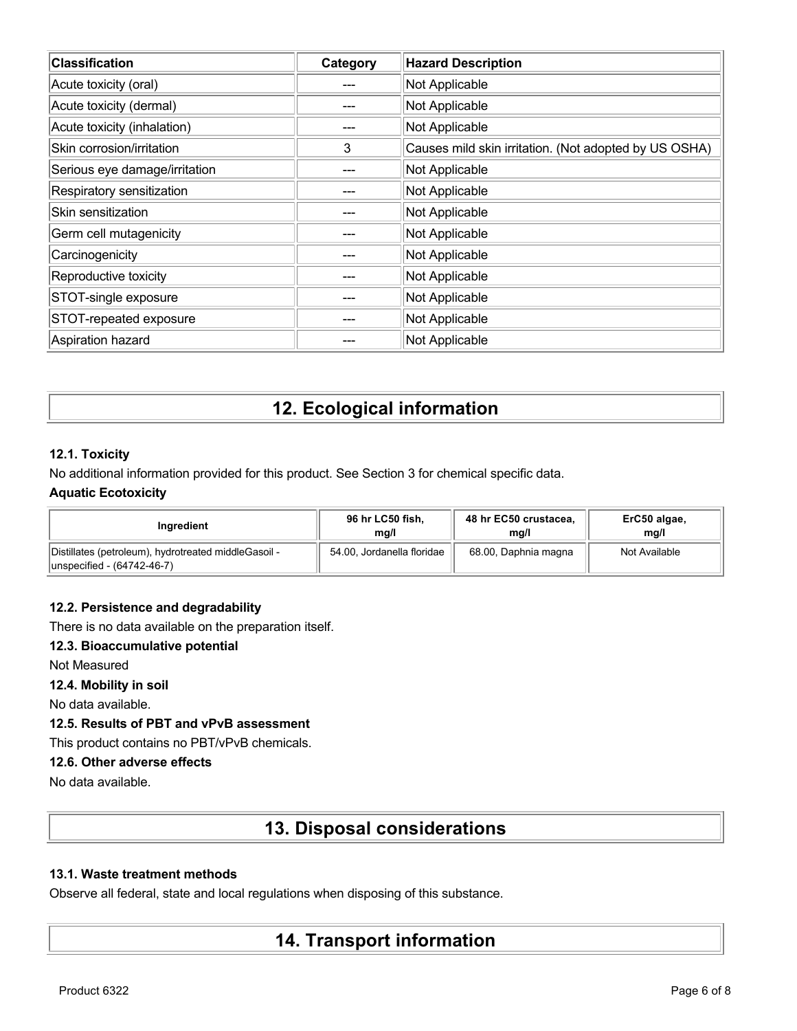| Classification | Category | Hazard Description |
| --- | --- | --- |
| Acute toxicity (oral) | --- | Not Applicable |
| Acute toxicity (dermal) | --- | Not Applicable |
| Acute toxicity (inhalation) | --- | Not Applicable |
| Skin corrosion/irritation | 3 | Causes mild skin irritation. (Not adopted by US OSHA) |
| Serious eye damage/irritation | --- | Not Applicable |
| Respiratory sensitization | --- | Not Applicable |
| Skin sensitization | --- | Not Applicable |
| Germ cell mutagenicity | --- | Not Applicable |
| Carcinogenicity | --- | Not Applicable |
| Reproductive toxicity | --- | Not Applicable |
| STOT-single exposure | --- | Not Applicable |
| STOT-repeated exposure | --- | Not Applicable |
| Aspiration hazard | --- | Not Applicable |

# 12. Ecological information

### 12.1. Toxicity

No additional information provided for this product. See Section 3 for chemical specific data.

**Aquatic Ecotoxicity**

| Ingredient | 96 hr LC50 fish, mg/l | 48 hr EC50 crustacea, mg/l | ErC50 algae, mg/l |
| --- | --- | --- | --- |
| Distillates (petroleum), hydrotreated middleGasoil - unspecified - (64742-46-7) | 54.00, Jordanella floridae | 68.00, Daphnia magna | Not Available |

### 12.2. Persistence and degradability

There is no data available on the preparation itself.

### 12.3. Bioaccumulative potential

Not Measured

### 12.4. Mobility in soil

No data available.

### 12.5. Results of PBT and vPvB assessment

This product contains no PBT/vPvB chemicals.

### 12.6. Other adverse effects

No data available.

# 13. Disposal considerations

### 13.1. Waste treatment methods

Observe all federal, state and local regulations when disposing of this substance.

# 14. Transport information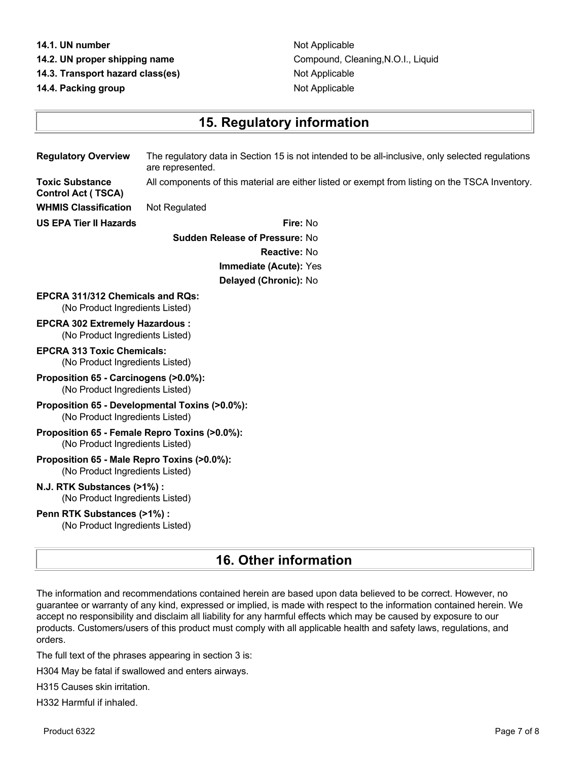**14.1. UN number** Not Applicable

**14.2. UN proper shipping name** Compound, Cleaning,N.O.I., Liquid

**14.3. Transport hazard class(es)** Not Applicable

**14.4. Packing group** Not Applicable

## 15. Regulatory information

**Regulatory Overview** The regulatory data in Section 15 is not intended to be all-inclusive, only selected regulations are represented.

**Toxic Substance Control Act ( TSCA)** All components of this material are either listed or exempt from listing on the TSCA Inventory.

**WHMIS Classification** Not Regulated

**US EPA Tier II Hazards**

**Fire:** No

**Sudden Release of Pressure:** No

**Reactive:** No

**Immediate (Acute):** Yes

**Delayed (Chronic):** No

**EPCRA 311/312 Chemicals and RQs:**
(No Product Ingredients Listed)

**EPCRA 302 Extremely Hazardous :**
(No Product Ingredients Listed)

**EPCRA 313 Toxic Chemicals:**
(No Product Ingredients Listed)

**Proposition 65 - Carcinogens (>0.0%):**
(No Product Ingredients Listed)

**Proposition 65 - Developmental Toxins (>0.0%):**
(No Product Ingredients Listed)

**Proposition 65 - Female Repro Toxins (>0.0%):**
(No Product Ingredients Listed)

**Proposition 65 - Male Repro Toxins (>0.0%):**
(No Product Ingredients Listed)

**N.J. RTK Substances (>1%) :**
(No Product Ingredients Listed)

**Penn RTK Substances (>1%) :**
(No Product Ingredients Listed)

## 16. Other information

The information and recommendations contained herein are based upon data believed to be correct. However, no guarantee or warranty of any kind, expressed or implied, is made with respect to the information contained herein. We accept no responsibility and disclaim all liability for any harmful effects which may be caused by exposure to our products. Customers/users of this product must comply with all applicable health and safety laws, regulations, and orders.

The full text of the phrases appearing in section 3 is:

H304 May be fatal if swallowed and enters airways.

H315 Causes skin irritation.

H332 Harmful if inhaled.

Product 6322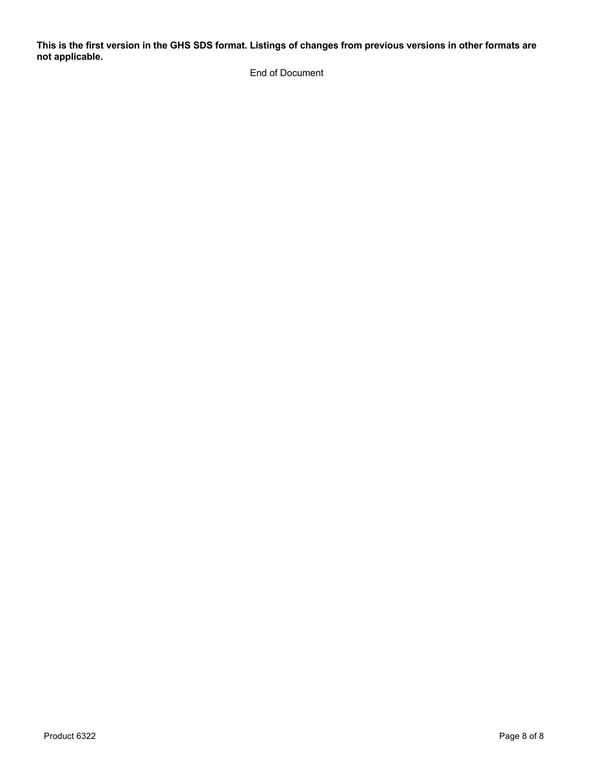**This is the first version in the GHS SDS format. Listings of changes from previous versions in other formats are not applicable.**

End of Document